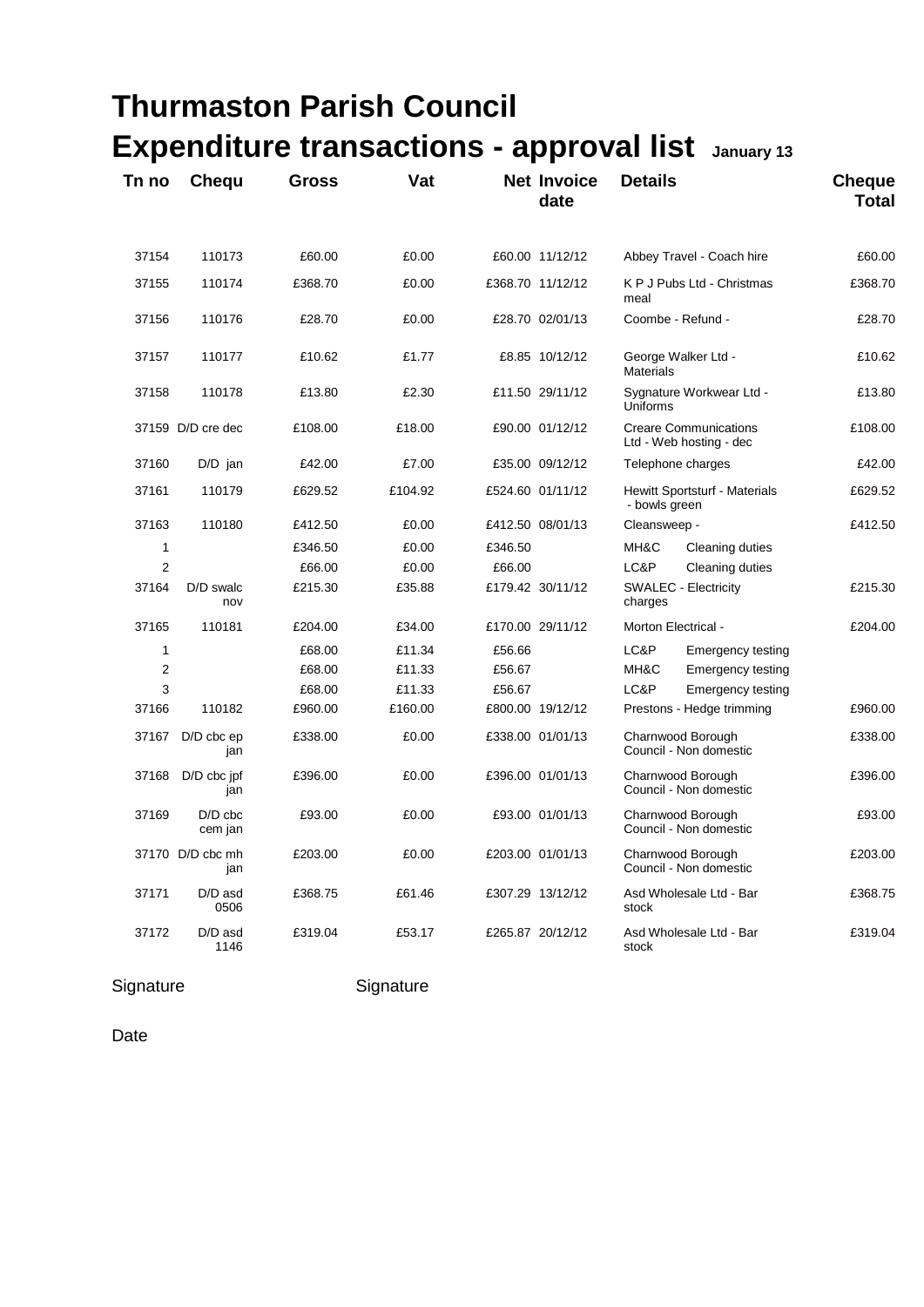# Thurmaston Parish Council

# Expenditure transactions - approval list January 13

| Tn no | Chequ | Gross | Vat | Net | Invoice date | Details | | Cheque Total |
|---|---|---|---|---|---|---|---|---|
| 37154 | 110173 | £60.00 | £0.00 | £60.00 | 11/12/12 | Abbey Travel - Coach hire | | £60.00 |
| 37155 | 110174 | £368.70 | £0.00 | £368.70 | 11/12/12 | K P J Pubs Ltd - Christmas meal | | £368.70 |
| 37156 | 110176 | £28.70 | £0.00 | £28.70 | 02/01/13 | Coombe - Refund - | | £28.70 |
| 37157 | 110177 | £10.62 | £1.77 | £8.85 | 10/12/12 | George Walker Ltd - Materials | | £10.62 |
| 37158 | 110178 | £13.80 | £2.30 | £11.50 | 29/11/12 | Sygnature Workwear Ltd - Uniforms | | £13.80 |
| 37159 | D/D cre dec | £108.00 | £18.00 | £90.00 | 01/12/12 | Creare Communications Ltd - Web hosting - dec | | £108.00 |
| 37160 | D/D jan | £42.00 | £7.00 | £35.00 | 09/12/12 | Telephone charges | | £42.00 |
| 37161 | 110179 | £629.52 | £104.92 | £524.60 | 01/11/12 | Hewitt Sportsturf - Materials - bowls green | | £629.52 |
| 37163 | 110180 | £412.50 | £0.00 | £412.50 | 08/01/13 | Cleansweep - | | £412.50 |
| 1 | | £346.50 | £0.00 | £346.50 | | MH&C | Cleaning duties | |
| 2 | | £66.00 | £0.00 | £66.00 | | LC&P | Cleaning duties | |
| 37164 | D/D swalc nov | £215.30 | £35.88 | £179.42 | 30/11/12 | SWALEC - Electricity charges | | £215.30 |
| 37165 | 110181 | £204.00 | £34.00 | £170.00 | 29/11/12 | Morton Electrical - | | £204.00 |
| 1 | | £68.00 | £11.34 | £56.66 | | LC&P | Emergency testing | |
| 2 | | £68.00 | £11.33 | £56.67 | | MH&C | Emergency testing | |
| 3 | | £68.00 | £11.33 | £56.67 | | LC&P | Emergency testing | |
| 37166 | 110182 | £960.00 | £160.00 | £800.00 | 19/12/12 | Prestons - Hedge trimming | | £960.00 |
| 37167 | D/D cbc ep jan | £338.00 | £0.00 | £338.00 | 01/01/13 | Charnwood Borough Council - Non domestic | | £338.00 |
| 37168 | D/D cbc jpf jan | £396.00 | £0.00 | £396.00 | 01/01/13 | Charnwood Borough Council - Non domestic | | £396.00 |
| 37169 | D/D cbc cem jan | £93.00 | £0.00 | £93.00 | 01/01/13 | Charnwood Borough Council - Non domestic | | £93.00 |
| 37170 | D/D cbc mh jan | £203.00 | £0.00 | £203.00 | 01/01/13 | Charnwood Borough Council - Non domestic | | £203.00 |
| 37171 | D/D asd 0506 | £368.75 | £61.46 | £307.29 | 13/12/12 | Asd Wholesale Ltd - Bar stock | | £368.75 |
| 37172 | D/D asd 1146 | £319.04 | £53.17 | £265.87 | 20/12/12 | Asd Wholesale Ltd - Bar stock | | £319.04 |

Signature Signature

Date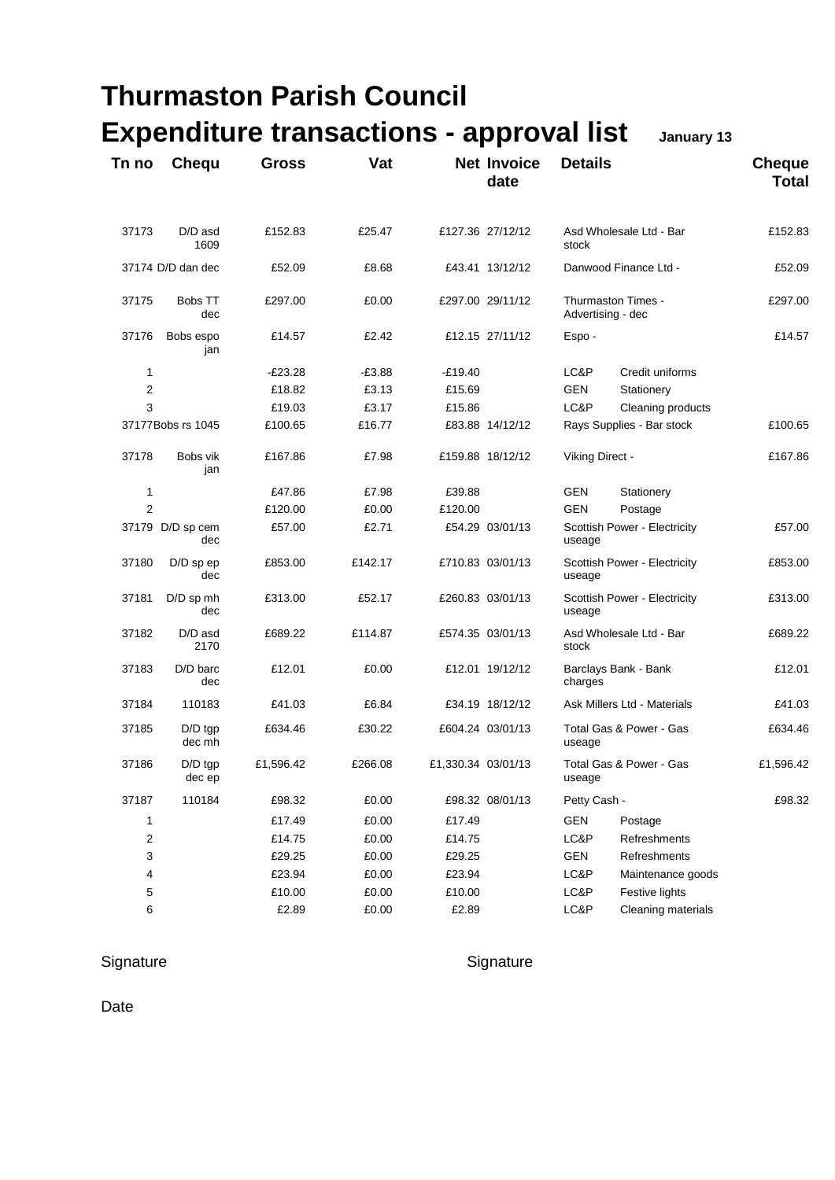# Thurmaston Parish Council

# Expenditure transactions - approval list

**January 13**

| Tn no | Chequ | Gross | Vat | Net | Invoice date | Details | | Cheque Total |
|---|---|---|---|---|---|---|---|---|
| 37173 | D/D asd 1609 | £152.83 | £25.47 | £127.36 | 27/12/12 | Asd Wholesale Ltd - Bar stock | | £152.83 |
| 37174 | D/D dan dec | £52.09 | £8.68 | £43.41 | 13/12/12 | Danwood Finance Ltd - | | £52.09 |
| 37175 | Bobs TT dec | £297.00 | £0.00 | £297.00 | 29/11/12 | Thurmaston Times - Advertising - dec | | £297.00 |
| 37176 | Bobs espo jan | £14.57 | £2.42 | £12.15 | 27/11/12 | Espo - | | £14.57 |
| 1 | | -£23.28 | -£3.88 | -£19.40 | | LC&P | Credit uniforms | |
| 2 | | £18.82 | £3.13 | £15.69 | | GEN | Stationery | |
| 3 | | £19.03 | £3.17 | £15.86 | | LC&P | Cleaning products | |
| 37177 | Bobs rs 1045 | £100.65 | £16.77 | £83.88 | 14/12/12 | Rays Supplies - Bar stock | | £100.65 |
| 37178 | Bobs vik jan | £167.86 | £7.98 | £159.88 | 18/12/12 | Viking Direct - | | £167.86 |
| 1 | | £47.86 | £7.98 | £39.88 | | GEN | Stationery | |
| 2 | | £120.00 | £0.00 | £120.00 | | GEN | Postage | |
| 37179 | D/D sp cem dec | £57.00 | £2.71 | £54.29 | 03/01/13 | Scottish Power - Electricity useage | | £57.00 |
| 37180 | D/D sp ep dec | £853.00 | £142.17 | £710.83 | 03/01/13 | Scottish Power - Electricity useage | | £853.00 |
| 37181 | D/D sp mh dec | £313.00 | £52.17 | £260.83 | 03/01/13 | Scottish Power - Electricity useage | | £313.00 |
| 37182 | D/D asd 2170 | £689.22 | £114.87 | £574.35 | 03/01/13 | Asd Wholesale Ltd - Bar stock | | £689.22 |
| 37183 | D/D barc dec | £12.01 | £0.00 | £12.01 | 19/12/12 | Barclays Bank - Bank charges | | £12.01 |
| 37184 | 110183 | £41.03 | £6.84 | £34.19 | 18/12/12 | Ask Millers Ltd - Materials | | £41.03 |
| 37185 | D/D tgp dec mh | £634.46 | £30.22 | £604.24 | 03/01/13 | Total Gas & Power - Gas useage | | £634.46 |
| 37186 | D/D tgp dec ep | £1,596.42 | £266.08 | £1,330.34 | 03/01/13 | Total Gas & Power - Gas useage | | £1,596.42 |
| 37187 | 110184 | £98.32 | £0.00 | £98.32 | 08/01/13 | Petty Cash - | | £98.32 |
| 1 | | £17.49 | £0.00 | £17.49 | | GEN | Postage | |
| 2 | | £14.75 | £0.00 | £14.75 | | LC&P | Refreshments | |
| 3 | | £29.25 | £0.00 | £29.25 | | GEN | Refreshments | |
| 4 | | £23.94 | £0.00 | £23.94 | | LC&P | Maintenance goods | |
| 5 | | £10.00 | £0.00 | £10.00 | | LC&P | Festive lights | |
| 6 | | £2.89 | £0.00 | £2.89 | | LC&P | Cleaning materials | |

Signature

Signature

Date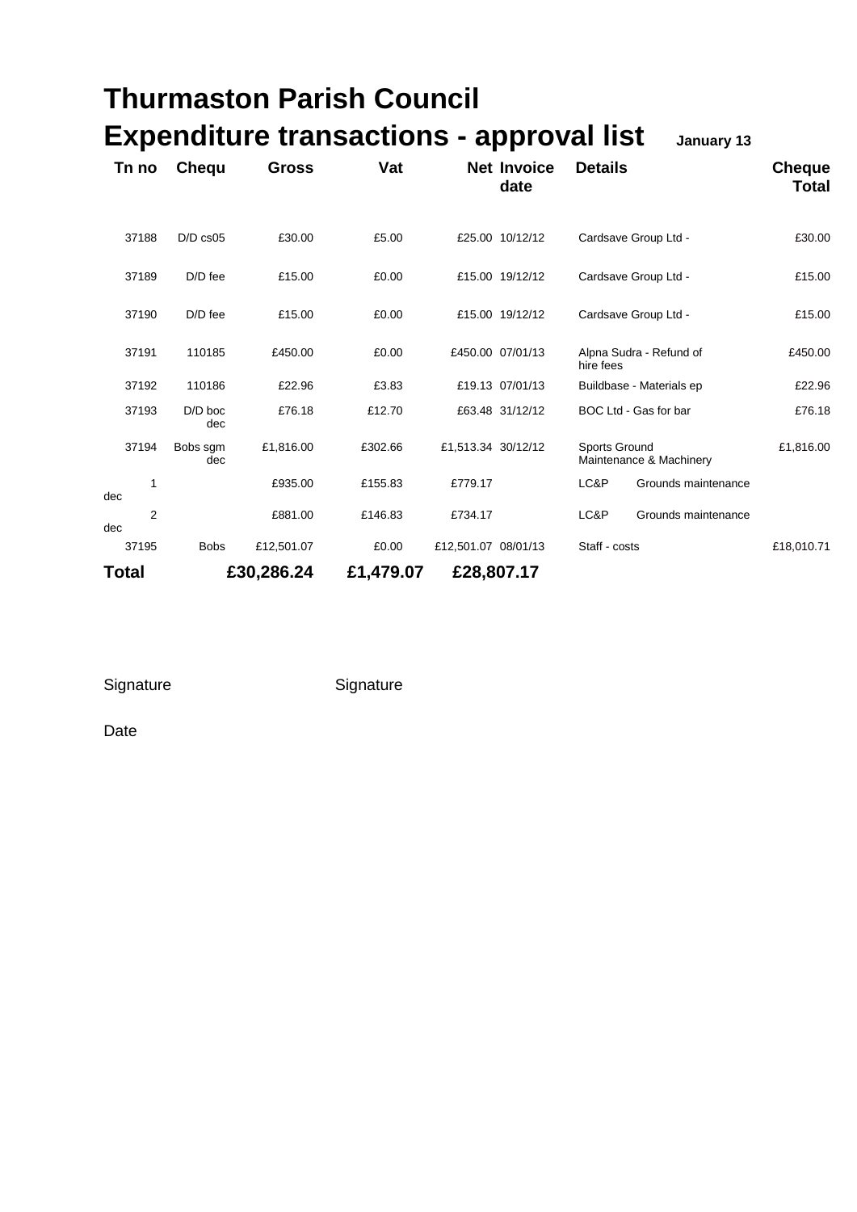# Thurmaston Parish Council

## Expenditure transactions - approval list

**January 13**

| Tn no | Chequ | Gross | Vat | Net | Invoice date | Details | | Cheque Total |
|---|---|---|---|---|---|---|---|---|
| 37188 | D/D cs05 | £30.00 | £5.00 | £25.00 | 10/12/12 | Cardsave Group Ltd - | | £30.00 |
| 37189 | D/D fee | £15.00 | £0.00 | £15.00 | 19/12/12 | Cardsave Group Ltd - | | £15.00 |
| 37190 | D/D fee | £15.00 | £0.00 | £15.00 | 19/12/12 | Cardsave Group Ltd - | | £15.00 |
| 37191 | 110185 | £450.00 | £0.00 | £450.00 | 07/01/13 | Alpna Sudra - Refund of hire fees | | £450.00 |
| 37192 | 110186 | £22.96 | £3.83 | £19.13 | 07/01/13 | Buildbase - Materials ep | | £22.96 |
| 37193 | D/D boc dec | £76.18 | £12.70 | £63.48 | 31/12/12 | BOC Ltd - Gas for bar | | £76.18 |
| 37194 | Bobs sgm dec | £1,816.00 | £302.66 | £1,513.34 | 30/12/12 | Sports Ground Maintenance & Machinery | | £1,816.00 |
| 1 dec | | £935.00 | £155.83 | £779.17 | | LC&P | Grounds maintenance | |
| 2 dec | | £881.00 | £146.83 | £734.17 | | LC&P | Grounds maintenance | |
| 37195 | Bobs | £12,501.07 | £0.00 | £12,501.07 | 08/01/13 | Staff - costs | | £18,010.71 |
| **Total** | | **£30,286.24** | **£1,479.07** | **£28,807.17** | | | | |

Signature

Signature

Date